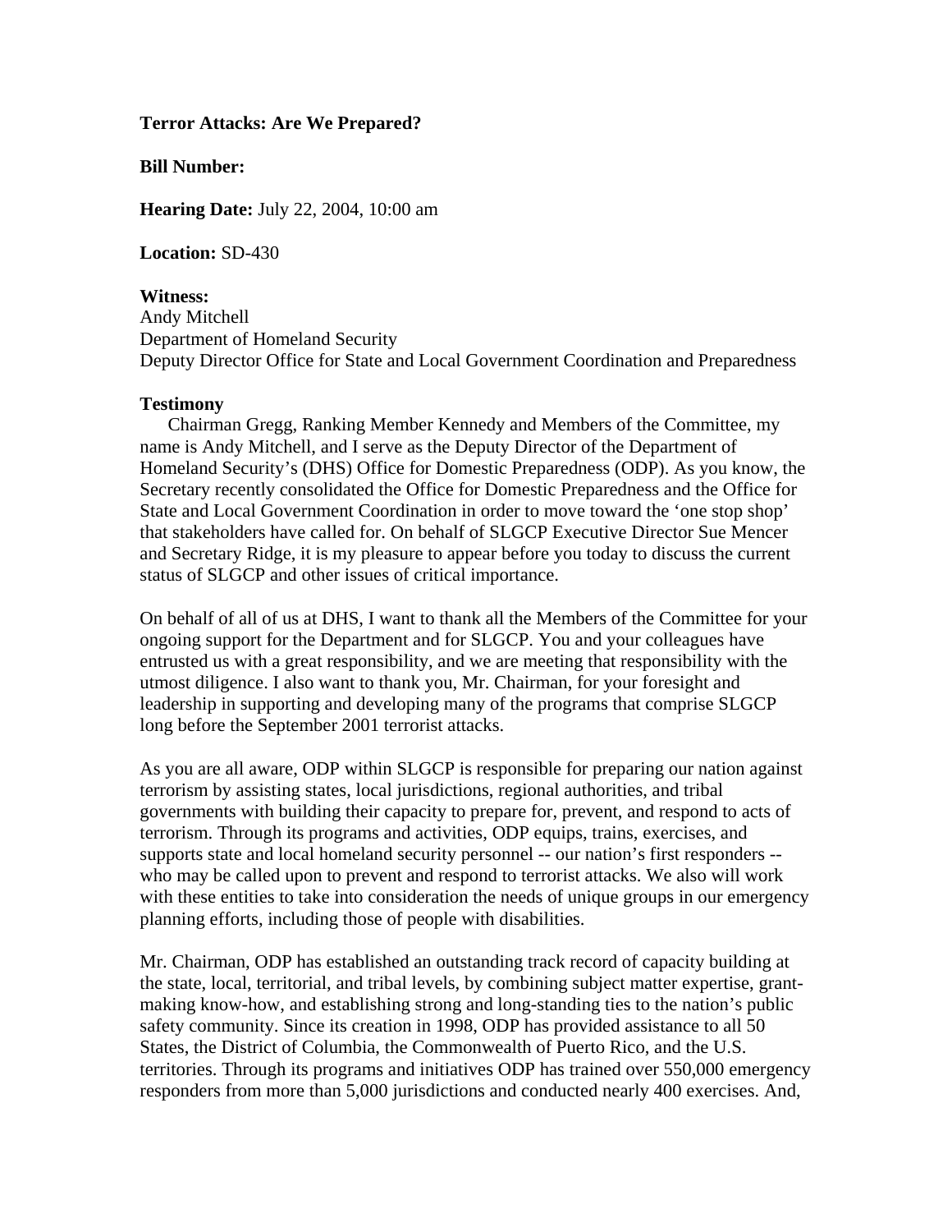**Terror Attacks: Are We Prepared?**

**Bill Number:**

**Hearing Date:** July 22, 2004, 10:00 am

**Location:** SD-430

**Witness:**
Andy Mitchell
Department of Homeland Security
Deputy Director Office for State and Local Government Coordination and Preparedness

**Testimony**

Chairman Gregg, Ranking Member Kennedy and Members of the Committee, my name is Andy Mitchell, and I serve as the Deputy Director of the Department of Homeland Security's (DHS) Office for Domestic Preparedness (ODP). As you know, the Secretary recently consolidated the Office for Domestic Preparedness and the Office for State and Local Government Coordination in order to move toward the 'one stop shop' that stakeholders have called for. On behalf of SLGCP Executive Director Sue Mencer and Secretary Ridge, it is my pleasure to appear before you today to discuss the current status of SLGCP and other issues of critical importance.

On behalf of all of us at DHS, I want to thank all the Members of the Committee for your ongoing support for the Department and for SLGCP. You and your colleagues have entrusted us with a great responsibility, and we are meeting that responsibility with the utmost diligence. I also want to thank you, Mr. Chairman, for your foresight and leadership in supporting and developing many of the programs that comprise SLGCP long before the September 2001 terrorist attacks.

As you are all aware, ODP within SLGCP is responsible for preparing our nation against terrorism by assisting states, local jurisdictions, regional authorities, and tribal governments with building their capacity to prepare for, prevent, and respond to acts of terrorism. Through its programs and activities, ODP equips, trains, exercises, and supports state and local homeland security personnel -- our nation's first responders -- who may be called upon to prevent and respond to terrorist attacks. We also will work with these entities to take into consideration the needs of unique groups in our emergency planning efforts, including those of people with disabilities.

Mr. Chairman, ODP has established an outstanding track record of capacity building at the state, local, territorial, and tribal levels, by combining subject matter expertise, grant-making know-how, and establishing strong and long-standing ties to the nation's public safety community. Since its creation in 1998, ODP has provided assistance to all 50 States, the District of Columbia, the Commonwealth of Puerto Rico, and the U.S. territories. Through its programs and initiatives ODP has trained over 550,000 emergency responders from more than 5,000 jurisdictions and conducted nearly 400 exercises. And,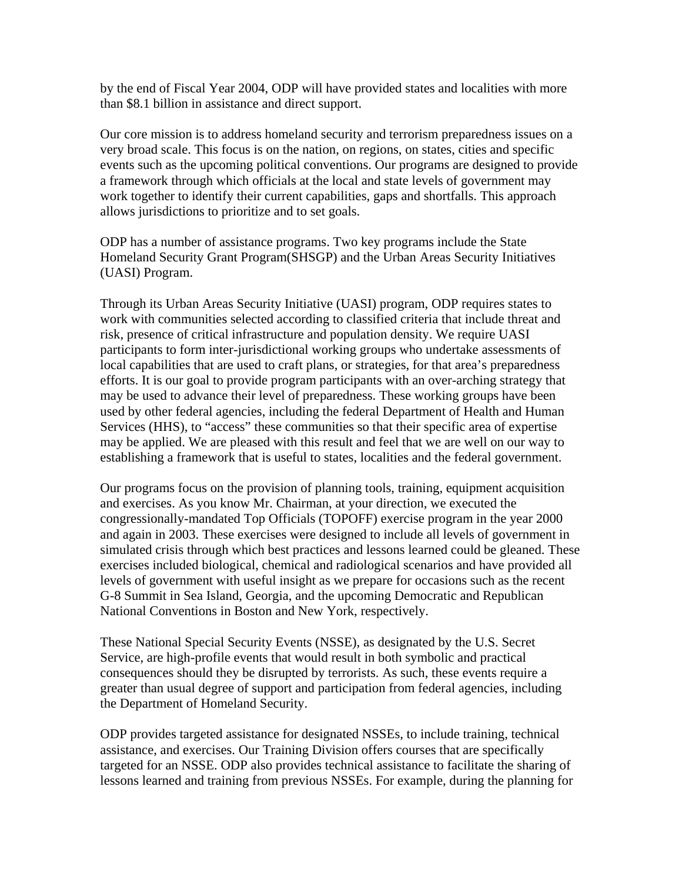by the end of Fiscal Year 2004, ODP will have provided states and localities with more than $8.1 billion in assistance and direct support.

Our core mission is to address homeland security and terrorism preparedness issues on a very broad scale. This focus is on the nation, on regions, on states, cities and specific events such as the upcoming political conventions. Our programs are designed to provide a framework through which officials at the local and state levels of government may work together to identify their current capabilities, gaps and shortfalls. This approach allows jurisdictions to prioritize and to set goals.

ODP has a number of assistance programs. Two key programs include the State Homeland Security Grant Program(SHSGP) and the Urban Areas Security Initiatives (UASI) Program.

Through its Urban Areas Security Initiative (UASI) program, ODP requires states to work with communities selected according to classified criteria that include threat and risk, presence of critical infrastructure and population density. We require UASI participants to form inter-jurisdictional working groups who undertake assessments of local capabilities that are used to craft plans, or strategies, for that area's preparedness efforts. It is our goal to provide program participants with an over-arching strategy that may be used to advance their level of preparedness. These working groups have been used by other federal agencies, including the federal Department of Health and Human Services (HHS), to "access" these communities so that their specific area of expertise may be applied. We are pleased with this result and feel that we are well on our way to establishing a framework that is useful to states, localities and the federal government.

Our programs focus on the provision of planning tools, training, equipment acquisition and exercises. As you know Mr. Chairman, at your direction, we executed the congressionally-mandated Top Officials (TOPOFF) exercise program in the year 2000 and again in 2003. These exercises were designed to include all levels of government in simulated crisis through which best practices and lessons learned could be gleaned. These exercises included biological, chemical and radiological scenarios and have provided all levels of government with useful insight as we prepare for occasions such as the recent G-8 Summit in Sea Island, Georgia, and the upcoming Democratic and Republican National Conventions in Boston and New York, respectively.

These National Special Security Events (NSSE), as designated by the U.S. Secret Service, are high-profile events that would result in both symbolic and practical consequences should they be disrupted by terrorists. As such, these events require a greater than usual degree of support and participation from federal agencies, including the Department of Homeland Security.

ODP provides targeted assistance for designated NSSEs, to include training, technical assistance, and exercises. Our Training Division offers courses that are specifically targeted for an NSSE. ODP also provides technical assistance to facilitate the sharing of lessons learned and training from previous NSSEs. For example, during the planning for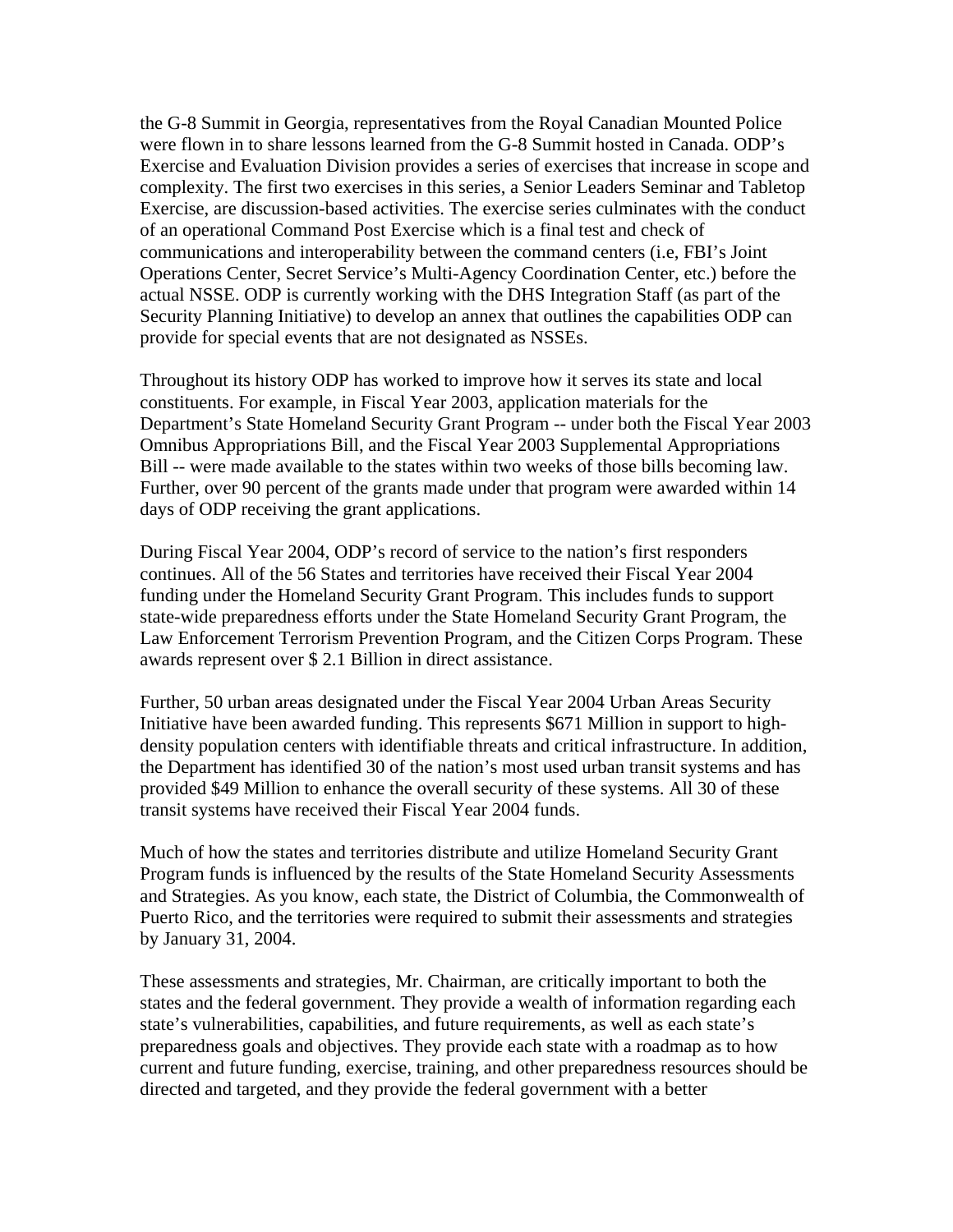the G-8 Summit in Georgia, representatives from the Royal Canadian Mounted Police were flown in to share lessons learned from the G-8 Summit hosted in Canada. ODP's Exercise and Evaluation Division provides a series of exercises that increase in scope and complexity. The first two exercises in this series, a Senior Leaders Seminar and Tabletop Exercise, are discussion-based activities. The exercise series culminates with the conduct of an operational Command Post Exercise which is a final test and check of communications and interoperability between the command centers (i.e, FBI's Joint Operations Center, Secret Service's Multi-Agency Coordination Center, etc.) before the actual NSSE. ODP is currently working with the DHS Integration Staff (as part of the Security Planning Initiative) to develop an annex that outlines the capabilities ODP can provide for special events that are not designated as NSSEs.

Throughout its history ODP has worked to improve how it serves its state and local constituents. For example, in Fiscal Year 2003, application materials for the Department's State Homeland Security Grant Program -- under both the Fiscal Year 2003 Omnibus Appropriations Bill, and the Fiscal Year 2003 Supplemental Appropriations Bill -- were made available to the states within two weeks of those bills becoming law. Further, over 90 percent of the grants made under that program were awarded within 14 days of ODP receiving the grant applications.

During Fiscal Year 2004, ODP's record of service to the nation's first responders continues. All of the 56 States and territories have received their Fiscal Year 2004 funding under the Homeland Security Grant Program. This includes funds to support state-wide preparedness efforts under the State Homeland Security Grant Program, the Law Enforcement Terrorism Prevention Program, and the Citizen Corps Program. These awards represent over $ 2.1 Billion in direct assistance.

Further, 50 urban areas designated under the Fiscal Year 2004 Urban Areas Security Initiative have been awarded funding. This represents $671 Million in support to high-density population centers with identifiable threats and critical infrastructure. In addition, the Department has identified 30 of the nation's most used urban transit systems and has provided $49 Million to enhance the overall security of these systems. All 30 of these transit systems have received their Fiscal Year 2004 funds.

Much of how the states and territories distribute and utilize Homeland Security Grant Program funds is influenced by the results of the State Homeland Security Assessments and Strategies. As you know, each state, the District of Columbia, the Commonwealth of Puerto Rico, and the territories were required to submit their assessments and strategies by January 31, 2004.

These assessments and strategies, Mr. Chairman, are critically important to both the states and the federal government. They provide a wealth of information regarding each state's vulnerabilities, capabilities, and future requirements, as well as each state's preparedness goals and objectives. They provide each state with a roadmap as to how current and future funding, exercise, training, and other preparedness resources should be directed and targeted, and they provide the federal government with a better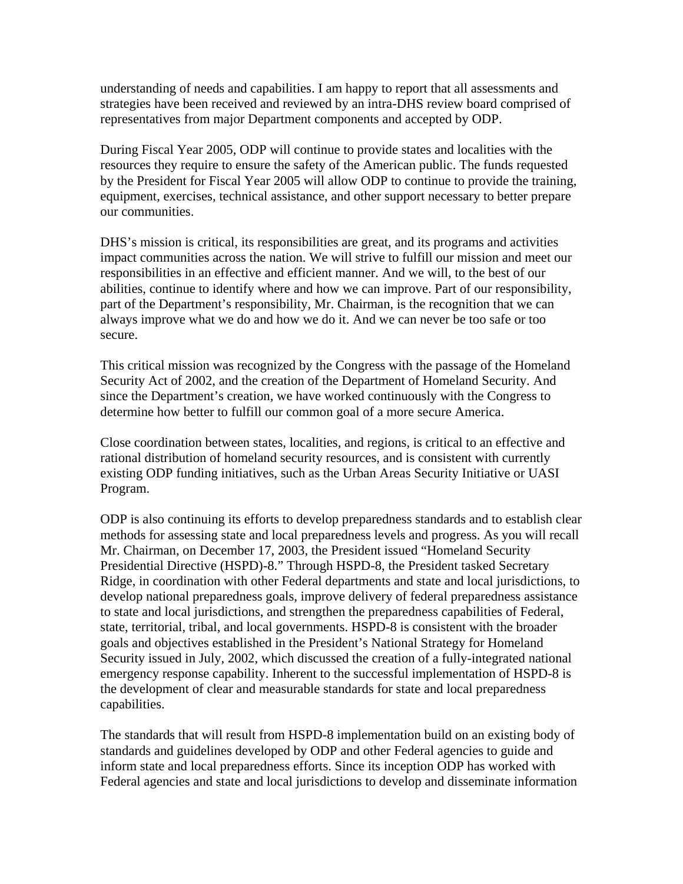understanding of needs and capabilities. I am happy to report that all assessments and strategies have been received and reviewed by an intra-DHS review board comprised of representatives from major Department components and accepted by ODP.

During Fiscal Year 2005, ODP will continue to provide states and localities with the resources they require to ensure the safety of the American public. The funds requested by the President for Fiscal Year 2005 will allow ODP to continue to provide the training, equipment, exercises, technical assistance, and other support necessary to better prepare our communities.

DHS's mission is critical, its responsibilities are great, and its programs and activities impact communities across the nation. We will strive to fulfill our mission and meet our responsibilities in an effective and efficient manner. And we will, to the best of our abilities, continue to identify where and how we can improve. Part of our responsibility, part of the Department's responsibility, Mr. Chairman, is the recognition that we can always improve what we do and how we do it. And we can never be too safe or too secure.

This critical mission was recognized by the Congress with the passage of the Homeland Security Act of 2002, and the creation of the Department of Homeland Security. And since the Department's creation, we have worked continuously with the Congress to determine how better to fulfill our common goal of a more secure America.

Close coordination between states, localities, and regions, is critical to an effective and rational distribution of homeland security resources, and is consistent with currently existing ODP funding initiatives, such as the Urban Areas Security Initiative or UASI Program.

ODP is also continuing its efforts to develop preparedness standards and to establish clear methods for assessing state and local preparedness levels and progress. As you will recall Mr. Chairman, on December 17, 2003, the President issued "Homeland Security Presidential Directive (HSPD)-8." Through HSPD-8, the President tasked Secretary Ridge, in coordination with other Federal departments and state and local jurisdictions, to develop national preparedness goals, improve delivery of federal preparedness assistance to state and local jurisdictions, and strengthen the preparedness capabilities of Federal, state, territorial, tribal, and local governments. HSPD-8 is consistent with the broader goals and objectives established in the President's National Strategy for Homeland Security issued in July, 2002, which discussed the creation of a fully-integrated national emergency response capability. Inherent to the successful implementation of HSPD-8 is the development of clear and measurable standards for state and local preparedness capabilities.

The standards that will result from HSPD-8 implementation build on an existing body of standards and guidelines developed by ODP and other Federal agencies to guide and inform state and local preparedness efforts. Since its inception ODP has worked with Federal agencies and state and local jurisdictions to develop and disseminate information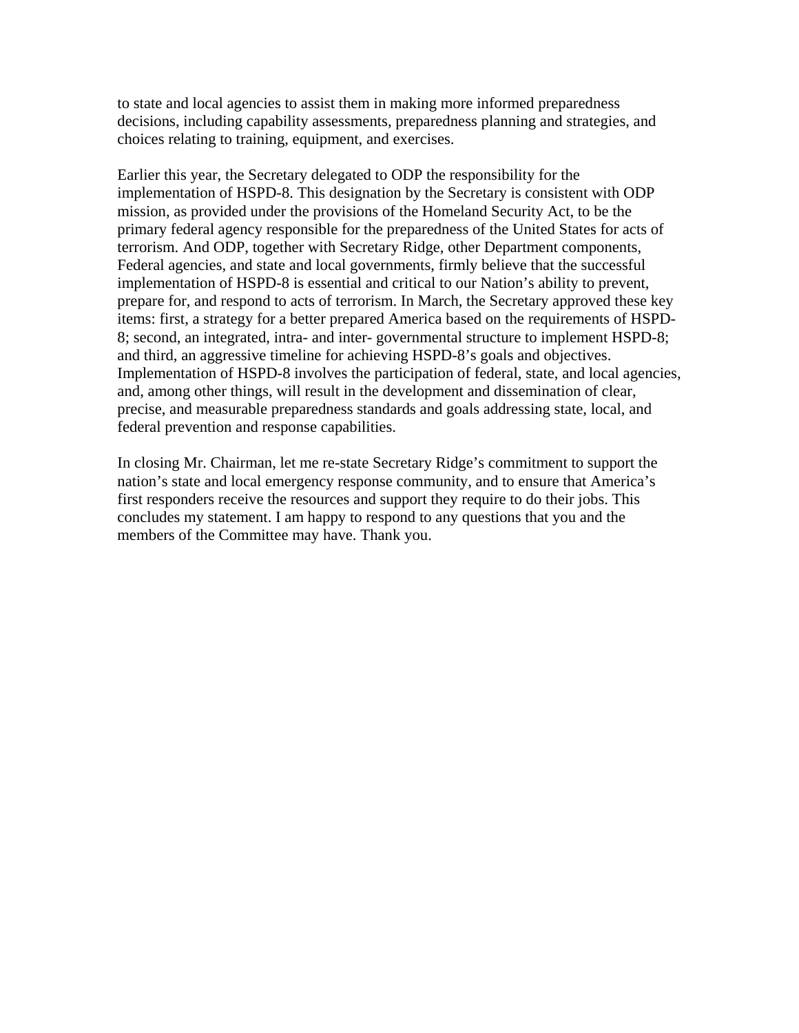to state and local agencies to assist them in making more informed preparedness decisions, including capability assessments, preparedness planning and strategies, and choices relating to training, equipment, and exercises.

Earlier this year, the Secretary delegated to ODP the responsibility for the implementation of HSPD-8. This designation by the Secretary is consistent with ODP mission, as provided under the provisions of the Homeland Security Act, to be the primary federal agency responsible for the preparedness of the United States for acts of terrorism. And ODP, together with Secretary Ridge, other Department components, Federal agencies, and state and local governments, firmly believe that the successful implementation of HSPD-8 is essential and critical to our Nation's ability to prevent, prepare for, and respond to acts of terrorism. In March, the Secretary approved these key items: first, a strategy for a better prepared America based on the requirements of HSPD-8; second, an integrated, intra- and inter- governmental structure to implement HSPD-8; and third, an aggressive timeline for achieving HSPD-8's goals and objectives. Implementation of HSPD-8 involves the participation of federal, state, and local agencies, and, among other things, will result in the development and dissemination of clear, precise, and measurable preparedness standards and goals addressing state, local, and federal prevention and response capabilities.

In closing Mr. Chairman, let me re-state Secretary Ridge's commitment to support the nation's state and local emergency response community, and to ensure that America's first responders receive the resources and support they require to do their jobs. This concludes my statement. I am happy to respond to any questions that you and the members of the Committee may have. Thank you.